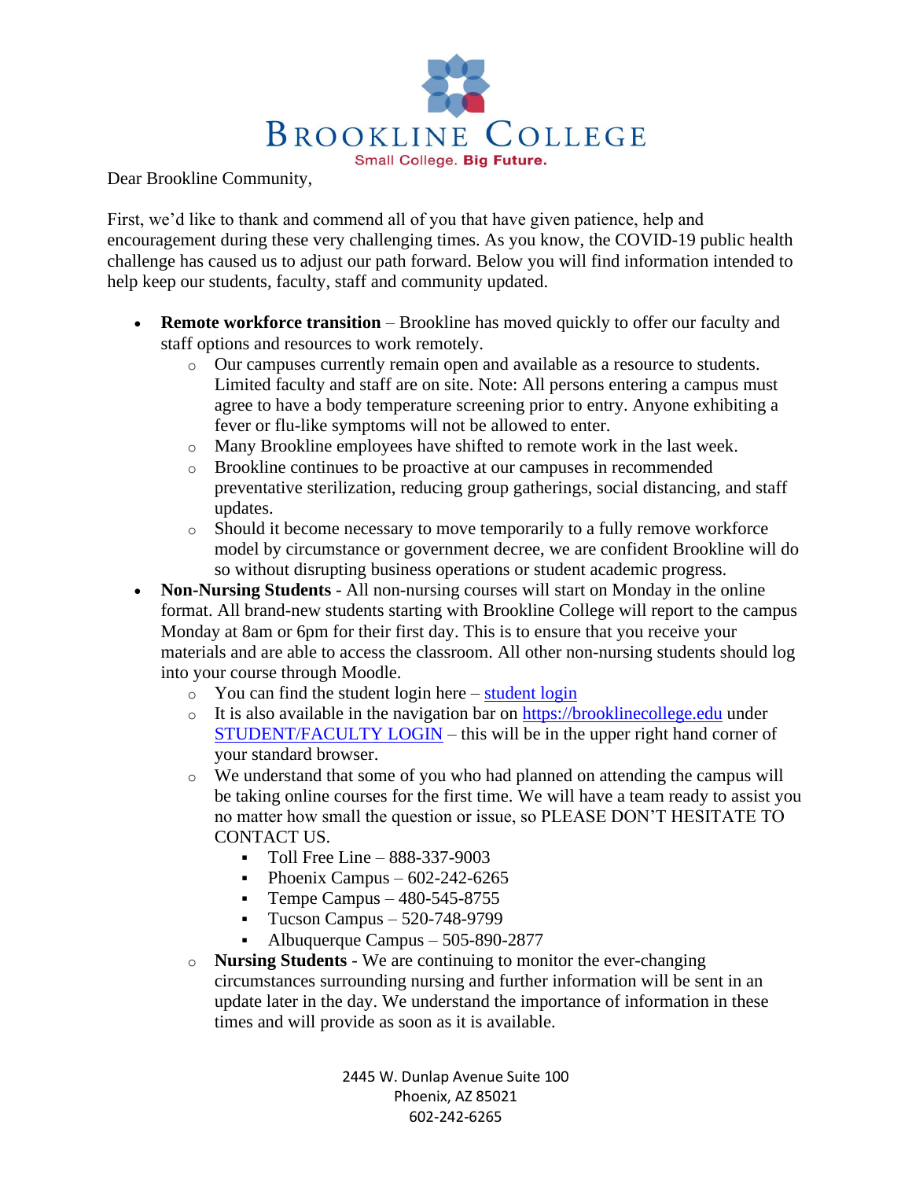# BROOKLINE COLLEGE

Small College. **Big Future.**

Dear Brookline Community,

First, we'd like to thank and commend all of you that have given patience, help and encouragement during these very challenging times. As you know, the COVID-19 public health challenge has caused us to adjust our path forward. Below you will find information intended to help keep our students, faculty, staff and community updated.

- **Remote workforce transition** – Brookline has moved quickly to offer our faculty and staff options and resources to work remotely.
  - Our campuses currently remain open and available as a resource to students. Limited faculty and staff are on site. Note: All persons entering a campus must agree to have a body temperature screening prior to entry. Anyone exhibiting a fever or flu-like symptoms will not be allowed to enter.
  - Many Brookline employees have shifted to remote work in the last week.
  - Brookline continues to be proactive at our campuses in recommended preventative sterilization, reducing group gatherings, social distancing, and staff updates.
  - Should it become necessary to move temporarily to a fully remove workforce model by circumstance or government decree, we are confident Brookline will do so without disrupting business operations or student academic progress.
- **Non-Nursing Students** - All non-nursing courses will start on Monday in the online format. All brand-new students starting with Brookline College will report to the campus Monday at 8am or 6pm for their first day. This is to ensure that you receive your materials and are able to access the classroom. All other non-nursing students should log into your course through Moodle.
  - You can find the student login here – [student login]
  - It is also available in the navigation bar on [https://brooklinecollege.edu](https://brooklinecollege.edu) under [STUDENT/FACULTY LOGIN] – this will be in the upper right hand corner of your standard browser.
  - We understand that some of you who had planned on attending the campus will be taking online courses for the first time. We will have a team ready to assist you no matter how small the question or issue, so PLEASE DON'T HESITATE TO CONTACT US.
    - Toll Free Line – 888-337-9003
    - Phoenix Campus – 602-242-6265
    - Tempe Campus – 480-545-8755
    - Tucson Campus – 520-748-9799
    - Albuquerque Campus – 505-890-2877
  - **Nursing Students** - We are continuing to monitor the ever-changing circumstances surrounding nursing and further information will be sent in an update later in the day. We understand the importance of information in these times and will provide as soon as it is available.

2445 W. Dunlap Avenue Suite 100
Phoenix, AZ 85021
602-242-6265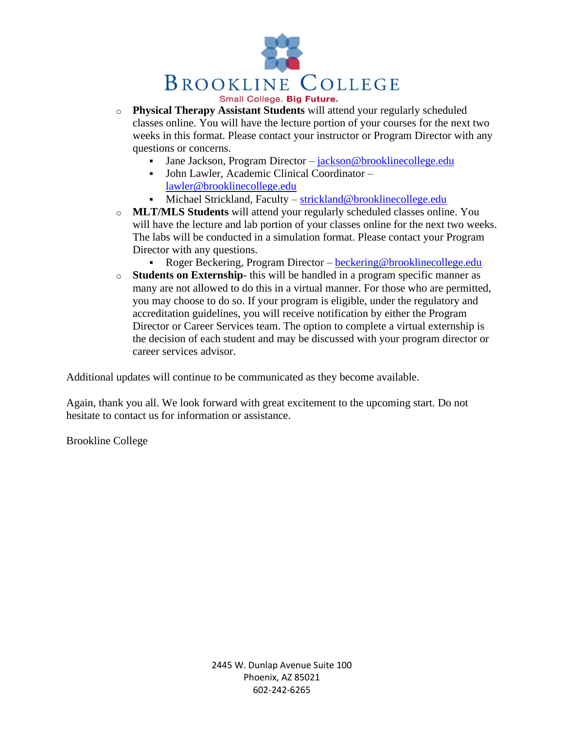- **Physical Therapy Assistant Students** will attend your regularly scheduled classes online. You will have the lecture portion of your courses for the next two weeks in this format. Please contact your instructor or Program Director with any questions or concerns.
  - Jane Jackson, Program Director – jackson@brooklinecollege.edu
  - John Lawler, Academic Clinical Coordinator – lawler@brooklinecollege.edu
  - Michael Strickland, Faculty – strickland@brooklinecollege.edu
- **MLT/MLS Students** will attend your regularly scheduled classes online. You will have the lecture and lab portion of your classes online for the next two weeks. The labs will be conducted in a simulation format. Please contact your Program Director with any questions.
  - Roger Beckering, Program Director – beckering@brooklinecollege.edu
- **Students on Externship**- this will be handled in a program specific manner as many are not allowed to do this in a virtual manner. For those who are permitted, you may choose to do so. If your program is eligible, under the regulatory and accreditation guidelines, you will receive notification by either the Program Director or Career Services team. The option to complete a virtual externship is the decision of each student and may be discussed with your program director or career services advisor.

Additional updates will continue to be communicated as they become available.

Again, thank you all. We look forward with great excitement to the upcoming start. Do not hesitate to contact us for information or assistance.

Brookline College